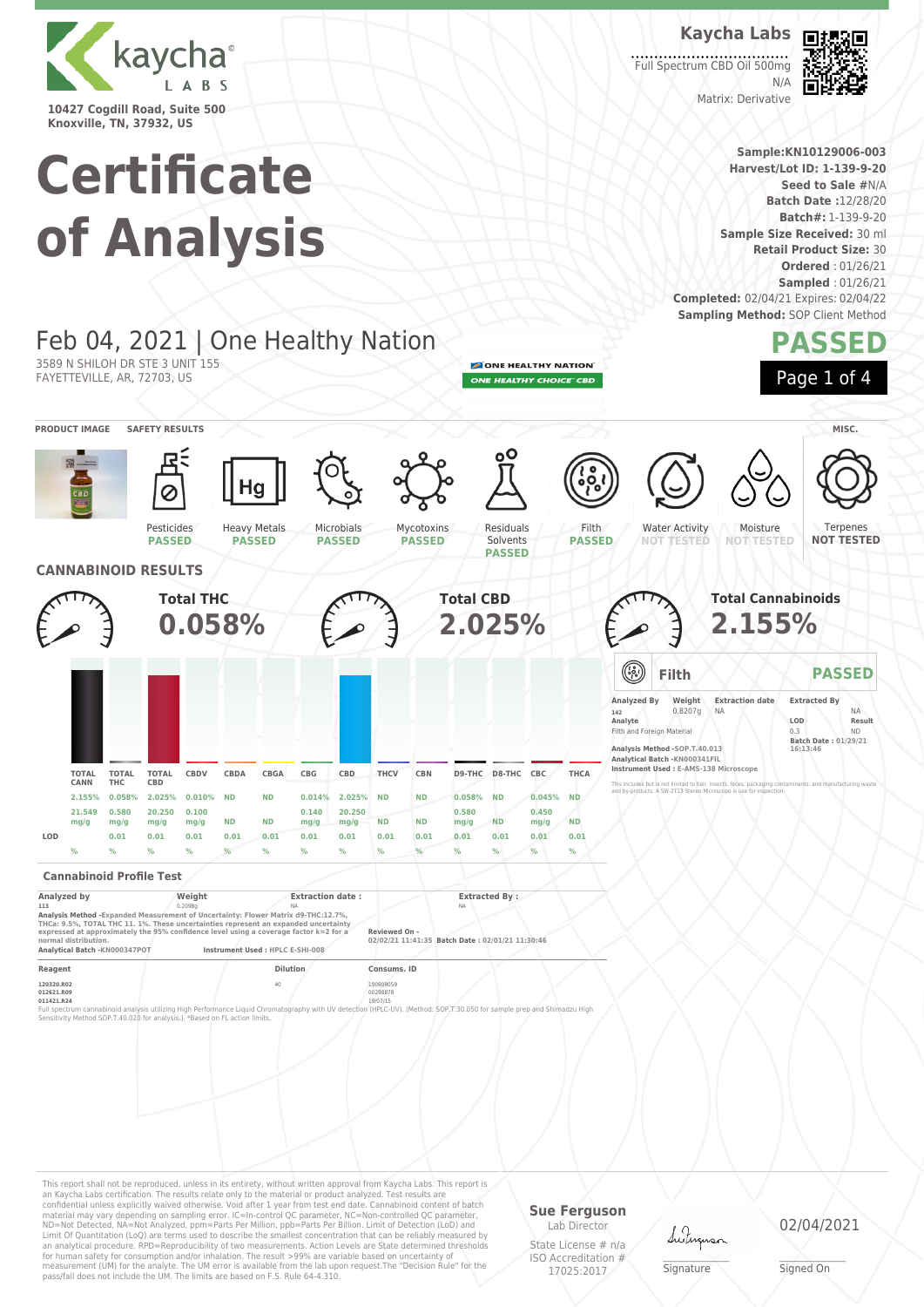kaycha LABS

10427 Cogdill Road, Suite 500
Knoxville, TN, 37932, US

**Kaycha Labs**

Full Spectrum CBD Oil 500mg
N/A
Matrix: Derivative

# Certificate of Analysis

**Sample:KN10129006-003**
**Harvest/Lot ID: 1-139-9-20**
**Seed to Sale #**N/A
**Batch Date :**12/28/20
**Batch#:** 1-139-9-20
**Sample Size Received:** 30 ml
**Retail Product Size:** 30
**Ordered** : 01/26/21
**Sampled** : 01/26/21
**Completed:** 02/04/21 Expires: 02/04/22
**Sampling Method:** SOP Client Method

## Feb 04, 2021 | One Healthy Nation

3589 N SHILOH DR STE 3 UNIT 155
FAYETTEVILLE, AR, 72703, US

ONE HEALTHY NATION
ONE HEALTHY CHOICE CBD

**PASSED**

PRODUCT IMAGE | SAFETY RESULTS | MISC.

| Pesticides | Heavy Metals | Microbials | Mycotoxins | Residuals Solvents | Filth | Water Activity | Moisture | Terpenes |
|---|---|---|---|---|---|---|---|---|
| PASSED | PASSED | PASSED | PASSED | PASSED | PASSED | NOT TESTED | NOT TESTED | NOT TESTED |

## CANNABINOID RESULTS

**Total THC** 0.058%

**Total CBD** 2.025%

**Total Cannabinoids** 2.155%

| | TOTAL CANN | TOTAL THC | TOTAL CBD | CBDV | CBDA | CBGA | CBG | CBD | THCV | CBN | D9-THC | D8-THC | CBC | THCA |
|---|---|---|---|---|---|---|---|---|---|---|---|---|---|---|
| | 2.155% | 0.058% | 2.025% | 0.010% | ND | ND | 0.014% | 2.025% | ND | ND | 0.058% | ND | 0.045% | ND |
| | 21.549 mg/g | 0.580 mg/g | 20.250 mg/g | 0.100 mg/g | ND | ND | 0.140 mg/g | 20.250 mg/g | ND | ND | 0.580 mg/g | ND | 0.450 mg/g | ND |
| LOD | | 0.01 | 0.01 | 0.01 | 0.01 | 0.01 | 0.01 | 0.01 | 0.01 | 0.01 | 0.01 | 0.01 | 0.01 | 0.01 |
| | % | % | % | % | % | % | % | % | % | % | % | % | % | % |

### Cannabinoid Profile Test

| Analyzed by | Weight | Extraction date : | Extracted By : |
|---|---|---|---|
| 113 | 0.2098g | NA | NA |

**Analysis Method -**Expanded Measurement of Uncertainty: Flower Matrix d9-THC:12.7%, THCa: 9.5%, TOTAL THC 11. 1%. These uncertainties represent an expanded uncertainty expressed at approximately the 95% confidence level using a coverage factor k=2 for a normal distribution.
**Analytical Batch -**KN000347POT **Instrument Used :** HPLC E-SHI-008
**Reviewed On -** 02/02/21 11:41:35 **Batch Date :** 02/01/21 11:30:46

| Reagent | Dilution | Consums. ID |
|---|---|---|
| 120320.R02<br>012621.R09<br>011421.R24 | 40 | 190909059<br>00298878<br>19/07/15 |

Full spectrum cannabinoid analysis utilizing High Performance Liquid Chromatography with UV detection (HPLC-UV). (Method: SOP.T.30.050 for sample prep and Shimadzu High Sensitivity Method SOP.T.40.020 for analysis.). *Based on FL action limits.

### Filth — PASSED

| Analyzed By | Weight | Extraction date | Extracted By |
|---|---|---|---|
| 142 | 0.8207g | NA | NA |

| Analyte | LOD | Result |
|---|---|---|
| Filth and Foreign Material | 0.3 | ND |

**Batch Date :** 01/29/21 16:13:46
**Analysis Method -**SOP.T.40.013
**Analytical Batch -**KN000341FIL
**Instrument Used :** E-AMS-138 Microscope

This includes but is not limited to hair, insects, feces, packaging contaminants, and manufacturing waste and by-products. A SW-2T13 Stereo Microscope is use for inspection.

This report shall not be reproduced, unless in its entirety, without written approval from Kaycha Labs. This report is an Kaycha Labs certification. The results relate only to the material or product analyzed. Test results are confidential unless explicitly waived otherwise. Void after 1 year from test end date. Cannabinoid content of batch material may vary depending on sampling error. IC=In-control QC parameter, NC=Non-controlled QC parameter, ND=Not Detected, NA=Not Analyzed, ppm=Parts Per Million, ppb=Parts Per Billion. Limit of Detection (LoD) and Limit Of Quantitation (LoQ) are terms used to describe the smallest concentration that can be reliably measured by an analytical procedure. RPD=Reproducibility of two measurements. Action Levels are State determined thresholds for human safety for consumption and/or inhalation. The result >99% are variable based on uncertainty of measurement (UM) for the analyte. The UM error is available from the lab upon request.The "Decision Rule" for the pass/fail does not include the UM. The limits are based on F.S. Rule 64-4.310.

**Sue Ferguson**
Lab Director
State License # n/a
ISO Accreditation # 17025:2017

Signature

02/04/2021
Signed On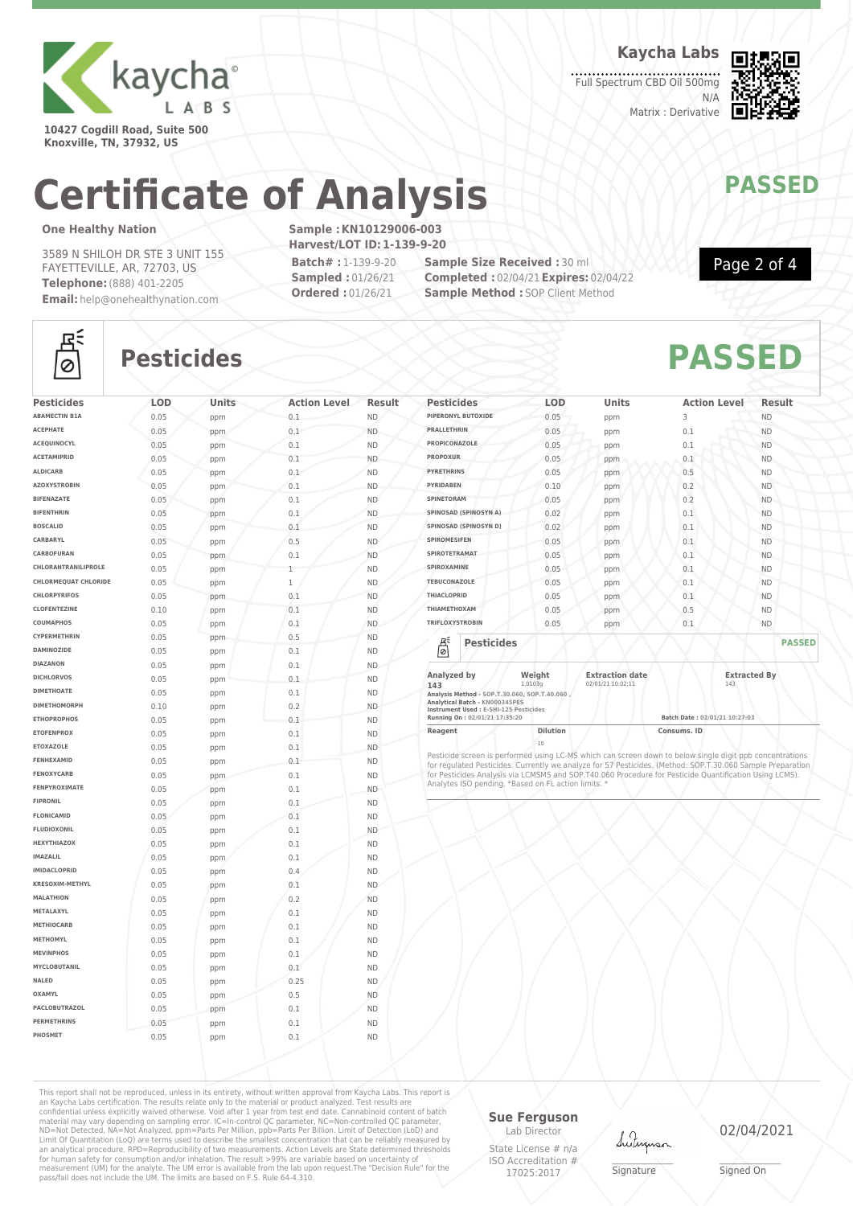Kaycha Labs

10427 Cogdill Road, Suite 500
Knoxville, TN, 37932, US

**Kaycha Labs**
Full Spectrum CBD Oil 500mg
N/A
Matrix : Derivative

# Certificate of Analysis

**PASSED**

**One Healthy Nation**

3589 N SHILOH DR STE 3 UNIT 155
FAYETTEVILLE, AR, 72703, US
**Telephone:** (888) 401-2205
**Email:** help@onehealthynation.com

**Sample : KN10129006-003**
**Harvest/LOT ID: 1-139-9-20**
**Batch# :** 1-139-9-20
**Sampled :** 01/26/21
**Ordered :** 01/26/21
**Sample Size Received :** 30 ml
**Completed :** 02/04/21 **Expires:** 02/04/22
**Sample Method :** SOP Client Method

## Pesticides

**PASSED**

| Pesticides | LOD | Units | Action Level | Result |
|---|---|---|---|---|
| ABAMECTIN B1A | 0.05 | ppm | 0.1 | ND |
| ACEPHATE | 0.05 | ppm | 0.1 | ND |
| ACEQUINOCYL | 0.05 | ppm | 0.1 | ND |
| ACETAMIPRID | 0.05 | ppm | 0.1 | ND |
| ALDICARB | 0.05 | ppm | 0.1 | ND |
| AZOXYSTROBIN | 0.05 | ppm | 0.1 | ND |
| BIFENAZATE | 0.05 | ppm | 0.1 | ND |
| BIFENTHRIN | 0.05 | ppm | 0.1 | ND |
| BOSCALID | 0.05 | ppm | 0.1 | ND |
| CARBARYL | 0.05 | ppm | 0.5 | ND |
| CARBOFURAN | 0.05 | ppm | 0.1 | ND |
| CHLORANTRANILIPROLE | 0.05 | ppm | 1 | ND |
| CHLORMEQUAT CHLORIDE | 0.05 | ppm | 1 | ND |
| CHLORPYRIFOS | 0.05 | ppm | 0.1 | ND |
| CLOFENTEZINE | 0.10 | ppm | 0.1 | ND |
| COUMAPHOS | 0.05 | ppm | 0.1 | ND |
| CYPERMETHRIN | 0.05 | ppm | 0.5 | ND |
| DAMINOZIDE | 0.05 | ppm | 0.1 | ND |
| DIAZANON | 0.05 | ppm | 0.1 | ND |
| DICHLORVOS | 0.05 | ppm | 0.1 | ND |
| DIMETHOATE | 0.05 | ppm | 0.1 | ND |
| DIMETHOMORPH | 0.10 | ppm | 0.2 | ND |
| ETHOPROPHOS | 0.05 | ppm | 0.1 | ND |
| ETOFENPROX | 0.05 | ppm | 0.1 | ND |
| ETOXAZOLE | 0.05 | ppm | 0.1 | ND |
| FENHEXAMID | 0.05 | ppm | 0.1 | ND |
| FENOXYCARB | 0.05 | ppm | 0.1 | ND |
| FENPYROXIMATE | 0.05 | ppm | 0.1 | ND |
| FIPRONIL | 0.05 | ppm | 0.1 | ND |
| FLONICAMID | 0.05 | ppm | 0.1 | ND |
| FLUDIOXONIL | 0.05 | ppm | 0.1 | ND |
| HEXYTHIAZOX | 0.05 | ppm | 0.1 | ND |
| IMAZALIL | 0.05 | ppm | 0.1 | ND |
| IMIDACLOPRID | 0.05 | ppm | 0.4 | ND |
| KRESOXIM-METHYL | 0.05 | ppm | 0.1 | ND |
| MALATHION | 0.05 | ppm | 0.2 | ND |
| METALAXYL | 0.05 | ppm | 0.1 | ND |
| METHIOCARB | 0.05 | ppm | 0.1 | ND |
| METHOMYL | 0.05 | ppm | 0.1 | ND |
| MEVINPHOS | 0.05 | ppm | 0.1 | ND |
| MYCLOBUTANIL | 0.05 | ppm | 0.1 | ND |
| NALED | 0.05 | ppm | 0.25 | ND |
| OXAMYL | 0.05 | ppm | 0.5 | ND |
| PACLOBUTRAZOL | 0.05 | ppm | 0.1 | ND |
| PERMETHRINS | 0.05 | ppm | 0.1 | ND |
| PHOSMET | 0.05 | ppm | 0.1 | ND |
| PIPERONYL BUTOXIDE | 0.05 | ppm | 3 | ND |
| PRALLETHRIN | 0.05 | ppm | 0.1 | ND |
| PROPICONAZOLE | 0.05 | ppm | 0.1 | ND |
| PROPOXUR | 0.05 | ppm | 0.1 | ND |
| PYRETHRINS | 0.05 | ppm | 0.5 | ND |
| PYRIDABEN | 0.10 | ppm | 0.2 | ND |
| SPINETORAM | 0.05 | ppm | 0.2 | ND |
| SPINOSAD (SPINOSYN A) | 0.02 | ppm | 0.1 | ND |
| SPINOSAD (SPINOSYN D) | 0.02 | ppm | 0.1 | ND |
| SPIROMESIFEN | 0.05 | ppm | 0.1 | ND |
| SPIROTETRAMAT | 0.05 | ppm | 0.1 | ND |
| SPIROXAMINE | 0.05 | ppm | 0.1 | ND |
| TEBUCONAZOLE | 0.05 | ppm | 0.1 | ND |
| THIACLOPRID | 0.05 | ppm | 0.1 | ND |
| THIAMETHOXAM | 0.05 | ppm | 0.5 | ND |
| TRIFLOXYSTROBIN | 0.05 | ppm | 0.1 | ND |

**Pesticides** — **PASSED**

| Analyzed by | Weight | Extraction date | Extracted By |
|---|---|---|---|
| 143 | 1.0103g | 02/01/21 10:02:11 | 143 |

Analysis Method - SOP.T.30.060, SOP.T.40.060 ,
Analytical Batch - KN000345PES
Instrument Used : E-SHI-125 Pesticides
Running On : 02/01/21 17:35:20
Batch Date : 02/01/21 10:27:03

| Reagent | Dilution | Consums. ID |
|---|---|---|
| | 10 | |

Pesticide screen is performed using LC-MS which can screen down to below single digit ppb concentrations for regulated Pesticides. Currently we analyze for 57 Pesticides. (Method: SOP.T.30.060 Sample Preparation for Pesticides Analysis via LCMSMS and SOP.T40.060 Procedure for Pesticide Quantification Using LCMS). Analytes ISO pending. *Based on FL action limits. *

This report shall not be reproduced, unless in its entirety, without written approval from Kaycha Labs. This report is an Kaycha Labs certification. The results relate only to the material or product analyzed. Test results are confidential unless explicitly waived otherwise. Void after 1 year from test end date. Cannabinoid content of batch material may vary depending on sampling error. IC=In-control QC parameter, NC=Non-controlled QC parameter, ND=Not Detected, NA=Not Analyzed, ppm=Parts Per Million, ppb=Parts Per Billion. Limit of Detection (LoD) and Limit Of Quantitation (LoQ) are terms used to describe the smallest concentration that can be reliably measured by an analytical procedure. RPD=Reproducibility of two measurements. Action Levels are State determined thresholds for human safety for consumption and/or inhalation. The result >99% are variable based on uncertainty of measurement (UM) for the analyte. The UM error is available from the lab upon request.The "Decision Rule" for the pass/fail does not include the UM. The limits are based on F.S. Rule 64-4.310.

**Sue Ferguson**
Lab Director
State License # n/a
ISO Accreditation # 17025:2017

Signature

02/04/2021
Signed On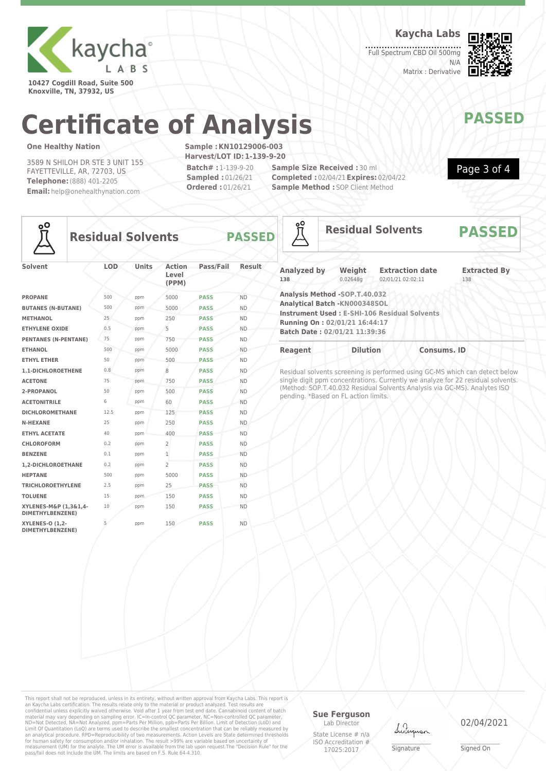kaycha LABS

10427 Cogdill Road, Suite 500
Knoxville, TN, 37932, US

**Kaycha Labs**

Full Spectrum CBD Oil 500mg
N/A
Matrix : Derivative

# Certificate of Analysis

**PASSED**

**One Healthy Nation**

3589 N SHILOH DR STE 3 UNIT 155
FAYETTEVILLE, AR, 72703, US
**Telephone:** (888) 401-2205
**Email:** help@onehealthynation.com

**Sample : KN10129006-003**
**Harvest/LOT ID: 1-139-9-20**
**Batch# :** 1-139-9-20
**Sampled :** 01/26/21
**Ordered :** 01/26/21

**Sample Size Received :** 30 ml
**Completed :** 02/04/21 **Expires:** 02/04/22
**Sample Method :** SOP Client Method

## Residual Solvents — PASSED

| Solvent | LOD | Units | Action Level (PPM) | Pass/Fail | Result |
|---|---|---|---|---|---|
| PROPANE | 500 | ppm | 5000 | PASS | ND |
| BUTANES (N-BUTANE) | 500 | ppm | 5000 | PASS | ND |
| METHANOL | 25 | ppm | 250 | PASS | ND |
| ETHYLENE OXIDE | 0.5 | ppm | 5 | PASS | ND |
| PENTANES (N-PENTANE) | 75 | ppm | 750 | PASS | ND |
| ETHANOL | 500 | ppm | 5000 | PASS | ND |
| ETHYL ETHER | 50 | ppm | 500 | PASS | ND |
| 1,1-DICHLOROETHENE | 0.8 | ppm | 8 | PASS | ND |
| ACETONE | 75 | ppm | 750 | PASS | ND |
| 2-PROPANOL | 50 | ppm | 500 | PASS | ND |
| ACETONITRILE | 6 | ppm | 60 | PASS | ND |
| DICHLOROMETHANE | 12.5 | ppm | 125 | PASS | ND |
| N-HEXANE | 25 | ppm | 250 | PASS | ND |
| ETHYL ACETATE | 40 | ppm | 400 | PASS | ND |
| CHLOROFORM | 0.2 | ppm | 2 | PASS | ND |
| BENZENE | 0.1 | ppm | 1 | PASS | ND |
| 1,2-DICHLOROETHANE | 0.2 | ppm | 2 | PASS | ND |
| HEPTANE | 500 | ppm | 5000 | PASS | ND |
| TRICHLOROETHYLENE | 2.5 | ppm | 25 | PASS | ND |
| TOLUENE | 15 | ppm | 150 | PASS | ND |
| XYLENES-M&P (1,3&1,4-DIMETHYLBENZENE) | 10 | ppm | 150 | PASS | ND |
| XYLENES-O (1,2-DIMETHYLBENZENE) | 5 | ppm | 150 | PASS | ND |

## Residual Solvents — PASSED

| Analyzed by | Weight | Extraction date | Extracted By |
|---|---|---|---|
| 138 | 0.02648g | 02/01/21 02:02:11 | 138 |

**Analysis Method -SOP.T.40.032**
**Analytical Batch -KN000348SOL**
**Instrument Used : E-SHI-106 Residual Solvents**
**Running On : 02/01/21 16:44:17**
**Batch Date : 02/01/21 11:39:36**

| Reagent | Dilution | Consums. ID |
|---|---|---|

Residual solvents screening is performed using GC-MS which can detect below single digit ppm concentrations. Currently we analyze for 22 residual solvents. (Method: SOP.T.40.032 Residual Solvents Analysis via GC-MS). Analytes ISO pending. *Based on FL action limits.

This report shall not be reproduced, unless in its entirety, without written approval from Kaycha Labs. This report is an Kaycha Labs certification. The results relate only to the material or product analyzed. Test results are confidential unless explicitly waived otherwise. Void after 1 year from test end date. Cannabinoid content of batch material may vary depending on sampling error. IC=In-control QC parameter, NC=Non-controlled QC parameter, ND=Not Detected, NA=Not Analyzed, ppm=Parts Per Million, ppb=Parts Per Billion. Limit of Detection (LoD) and Limit Of Quantitation (LoQ) are terms used to describe the smallest concentration that can be reliably measured by an analytical procedure. RPD=Reproducibility of two measurements. Action Levels are State determined thresholds for human safety for consumption and/or inhalation. The result >99% are variable based on uncertainty of measurement (UM) for the analyte. The UM error is available from the lab upon request.The "Decision Rule" for the pass/fail does not include the UM. The limits are based on F.S. Rule 64-4.310.

**Sue Ferguson**
Lab Director
State License # n/a
ISO Accreditation # 17025:2017

Signature

02/04/2021
Signed On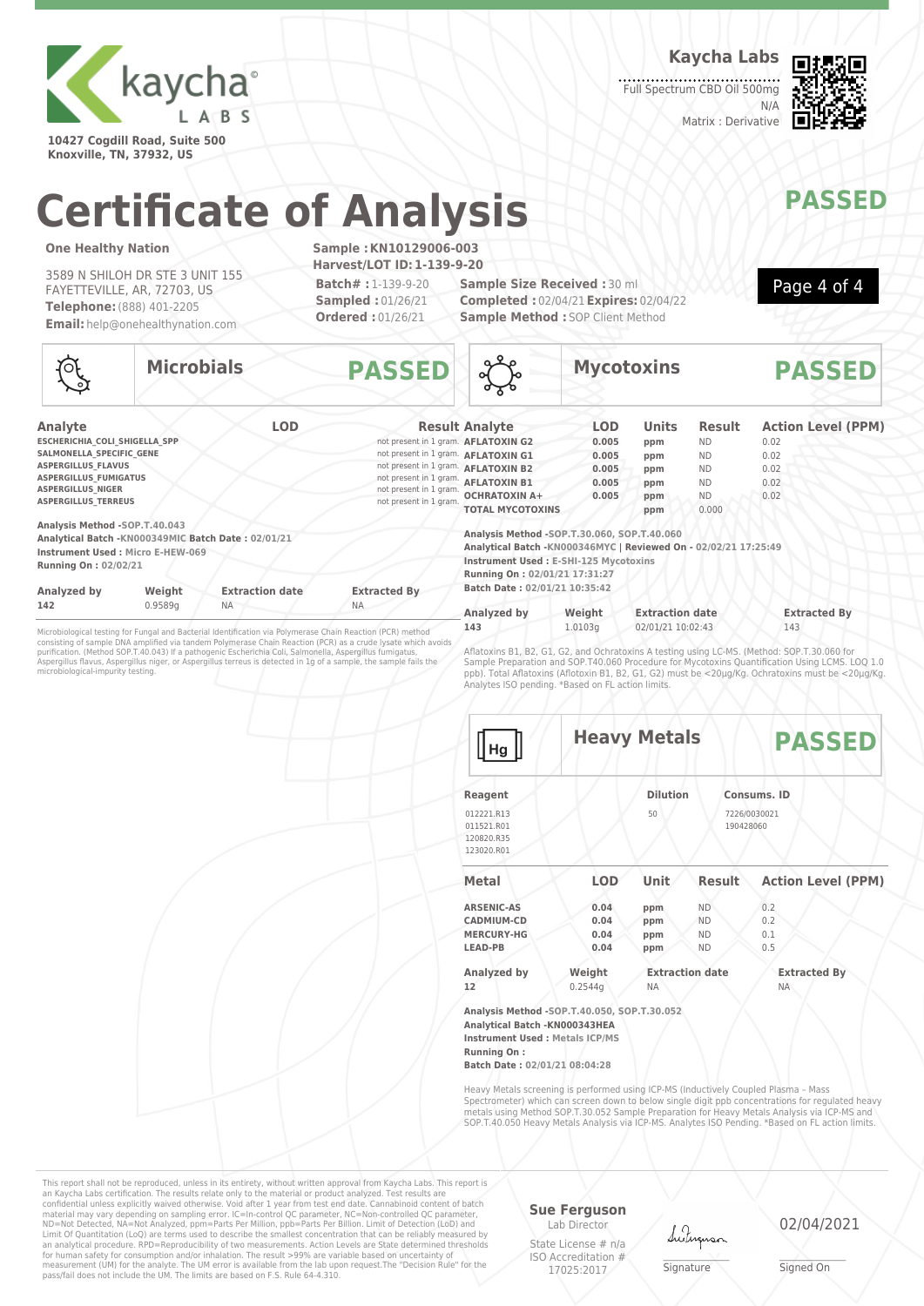**kaycha LABS**

10427 Cogdill Road, Suite 500
Knoxville, TN, 37932, US

**Kaycha Labs**

Full Spectrum CBD Oil 500mg
N/A
Matrix : Derivative

# Certificate of Analysis

## PASSED

**One Healthy Nation**

3589 N SHILOH DR STE 3 UNIT 155
FAYETTEVILLE, AR, 72703, US
**Telephone:** (888) 401-2205
**Email:** help@onehealthynation.com

**Sample : KN10129006-003**
**Harvest/LOT ID: 1-139-9-20**
**Batch# :** 1-139-9-20
**Sampled :** 01/26/21
**Ordered :** 01/26/21

**Sample Size Received :** 30 ml
**Completed :** 02/04/21 **Expires:** 02/04/22
**Sample Method :** SOP Client Method

## Microbials — PASSED

| Analyte | LOD | Result |
|---|---|---|
| ESCHERICHIA_COLI_SHIGELLA_SPP | | not present in 1 gram. |
| SALMONELLA_SPECIFIC_GENE | | not present in 1 gram. |
| ASPERGILLUS_FLAVUS | | not present in 1 gram. |
| ASPERGILLUS_FUMIGATUS | | not present in 1 gram. |
| ASPERGILLUS_NIGER | | not present in 1 gram. |
| ASPERGILLUS_TERREUS | | not present in 1 gram. |

**Analysis Method -SOP.T.40.043**
**Analytical Batch -KN000349MIC Batch Date : 02/01/21**
**Instrument Used : Micro E-HEW-069**
**Running On : 02/02/21**

| Analyzed by | Weight | Extraction date | Extracted By |
|---|---|---|---|
| 142 | 0.9589g | NA | NA |

Microbiological testing for Fungal and Bacterial Identification via Polymerase Chain Reaction (PCR) method consisting of sample DNA amplified via tandem Polymerase Chain Reaction (PCR) as a crude lysate which avoids purification. (Method SOP.T.40.043) If a pathogenic Escherichia Coli, Salmonella, Aspergillus fumigatus, Aspergillus flavus, Aspergillus niger, or Aspergillus terreus is detected in 1g of a sample, the sample fails the microbiological-impurity testing.

## Mycotoxins — PASSED

| Analyte | LOD | Units | Result | Action Level (PPM) |
|---|---|---|---|---|
| AFLATOXIN G2 | 0.005 | ppm | ND | 0.02 |
| AFLATOXIN G1 | 0.005 | ppm | ND | 0.02 |
| AFLATOXIN B2 | 0.005 | ppm | ND | 0.02 |
| AFLATOXIN B1 | 0.005 | ppm | ND | 0.02 |
| OCHRATOXIN A+ | 0.005 | ppm | ND | 0.02 |
| TOTAL MYCOTOXINS | | ppm | 0.000 | |

**Analysis Method -SOP.T.30.060, SOP.T.40.060**
**Analytical Batch -KN000346MYC | Reviewed On - 02/02/21 17:25:49**
**Instrument Used : E-SHI-125 Mycotoxins**
**Running On : 02/01/21 17:31:27**
**Batch Date : 02/01/21 10:35:42**

| Analyzed by | Weight | Extraction date | Extracted By |
|---|---|---|---|
| 143 | 1.0103g | 02/01/21 10:02:43 | 143 |

Aflatoxins B1, B2, G1, G2, and Ochratoxins A testing using LC-MS. (Method: SOP.T.30.060 for Sample Preparation and SOP.T40.060 Procedure for Mycotoxins Quantification Using LCMS. LOQ 1.0 ppb). Total Aflatoxins (Aflotoxin B1, B2, G1, G2) must be <20µg/Kg. Ochratoxins must be <20µg/Kg. Analytes ISO pending. *Based on FL action limits.

## Heavy Metals — PASSED

| Reagent | Dilution | Consums. ID |
|---|---|---|
| 012221.R13 | 50 | 7226/0030021 |
| 011521.R01 | | 190428060 |
| 120820.R35 | | |
| 123020.R01 | | |

| Metal | LOD | Unit | Result | Action Level (PPM) |
|---|---|---|---|---|
| ARSENIC-AS | 0.04 | ppm | ND | 0.2 |
| CADMIUM-CD | 0.04 | ppm | ND | 0.2 |
| MERCURY-HG | 0.04 | ppm | ND | 0.1 |
| LEAD-PB | 0.04 | ppm | ND | 0.5 |

| Analyzed by | Weight | Extraction date | Extracted By |
|---|---|---|---|
| 12 | 0.2544g | NA | NA |

**Analysis Method -SOP.T.40.050, SOP.T.30.052**
**Analytical Batch -KN000343HEA**
**Instrument Used : Metals ICP/MS**
**Running On :**
**Batch Date : 02/01/21 08:04:28**

Heavy Metals screening is performed using ICP-MS (Inductively Coupled Plasma - Mass Spectrometer) which can screen down to below single digit ppb concentrations for regulated heavy metals using Method SOP.T.30.052 Sample Preparation for Heavy Metals Analysis via ICP-MS and SOP.T.40.050 Heavy Metals Analysis via ICP-MS. Analytes ISO Pending. *Based on FL action limits.

This report shall not be reproduced, unless in its entirety, without written approval from Kaycha Labs. This report is an Kaycha Labs certification. The results relate only to the material or product analyzed. Test results are confidential unless explicitly waived otherwise. Void after 1 year from test end date. Cannabinoid content of batch material may vary depending on sampling error. IC=In-control QC parameter, NC=Non-controlled QC parameter, ND=Not Detected, NA=Not Analyzed, ppm=Parts Per Million, ppb=Parts Per Billion. Limit of Detection (LoD) and Limit Of Quantitation (LoQ) are terms used to describe the smallest concentration that can be reliably measured by an analytical procedure. RPD=Reproducibility of two measurements. Action Levels are State determined thresholds for human safety for consumption and/or inhalation. The result >99% are variable based on uncertainty of measurement (UM) for the analyte. The UM error is available from the lab upon request.The "Decision Rule" for the pass/fail does not include the UM. The limits are based on F.S. Rule 64-4.310.

**Sue Ferguson**
Lab Director
State License # n/a
ISO Accreditation # 17025:2017

Signature

02/04/2021
Signed On